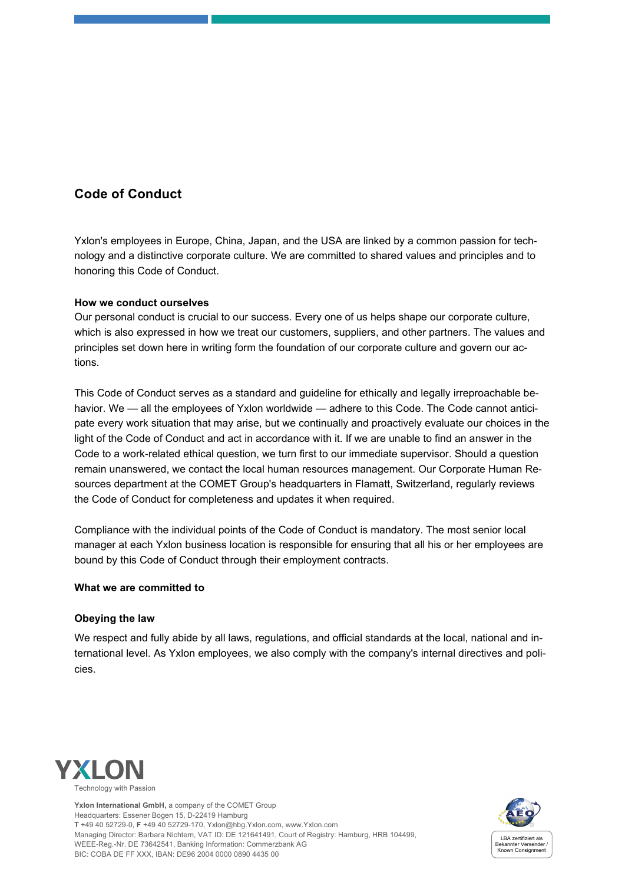# Code of Conduct

Yxlon's employees in Europe, China, Japan, and the USA are linked by a common passion for technology and a distinctive corporate culture. We are committed to shared values and principles and to honoring this Code of Conduct.

**How we conduct ourselves**

Our personal conduct is crucial to our success. Every one of us helps shape our corporate culture, which is also expressed in how we treat our customers, suppliers, and other partners. The values and principles set down here in writing form the foundation of our corporate culture and govern our actions.

This Code of Conduct serves as a standard and guideline for ethically and legally irreproachable behavior. We — all the employees of Yxlon worldwide — adhere to this Code. The Code cannot anticipate every work situation that may arise, but we continually and proactively evaluate our choices in the light of the Code of Conduct and act in accordance with it. If we are unable to find an answer in the Code to a work-related ethical question, we turn first to our immediate supervisor. Should a question remain unanswered, we contact the local human resources management. Our Corporate Human Resources department at the COMET Group's headquarters in Flamatt, Switzerland, regularly reviews the Code of Conduct for completeness and updates it when required.

Compliance with the individual points of the Code of Conduct is mandatory. The most senior local manager at each Yxlon business location is responsible for ensuring that all his or her employees are bound by this Code of Conduct through their employment contracts.

**What we are committed to**

**Obeying the law**

We respect and fully abide by all laws, regulations, and official standards at the local, national and international level. As Yxlon employees, we also comply with the company's internal directives and policies.

YXLON
Technology with Passion

**Yxlon International GmbH,** a company of the COMET Group
Headquarters: Essener Bogen 15, D-22419 Hamburg
**T** +49 40 52729-0, **F** +49 40 52729-170, Yxlon@hbg.Yxlon.com, www.Yxlon.com
Managing Director: Barbara Nichtern, VAT ID: DE 121641491, Court of Registry: Hamburg, HRB 104499,
WEEE-Reg.-Nr. DE 73642541, Banking Information: Commerzbank AG
BIC: COBA DE FF XXX, IBAN: DE96 2004 0000 0890 4435 00

AEO
LBA zertifiziert als Bekannter Versender / Known Consignment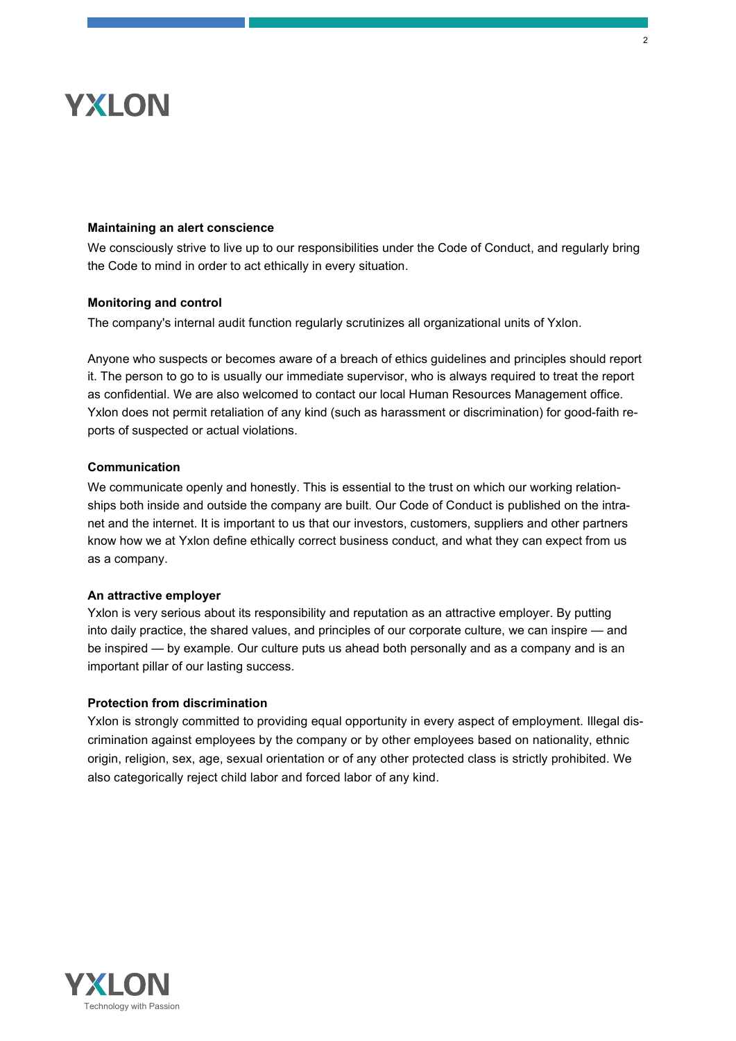**Maintaining an alert conscience**

We consciously strive to live up to our responsibilities under the Code of Conduct, and regularly bring the Code to mind in order to act ethically in every situation.

**Monitoring and control**

The company's internal audit function regularly scrutinizes all organizational units of Yxlon.

Anyone who suspects or becomes aware of a breach of ethics guidelines and principles should report it. The person to go to is usually our immediate supervisor, who is always required to treat the report as confidential. We are also welcomed to contact our local Human Resources Management office. Yxlon does not permit retaliation of any kind (such as harassment or discrimination) for good-faith reports of suspected or actual violations.

**Communication**

We communicate openly and honestly. This is essential to the trust on which our working relationships both inside and outside the company are built. Our Code of Conduct is published on the intranet and the internet. It is important to us that our investors, customers, suppliers and other partners know how we at Yxlon define ethically correct business conduct, and what they can expect from us as a company.

**An attractive employer**

Yxlon is very serious about its responsibility and reputation as an attractive employer. By putting into daily practice, the shared values, and principles of our corporate culture, we can inspire — and be inspired — by example. Our culture puts us ahead both personally and as a company and is an important pillar of our lasting success.

**Protection from discrimination**

Yxlon is strongly committed to providing equal opportunity in every aspect of employment. Illegal discrimination against employees by the company or by other employees based on nationality, ethnic origin, religion, sex, age, sexual orientation or of any other protected class is strictly prohibited. We also categorically reject child labor and forced labor of any kind.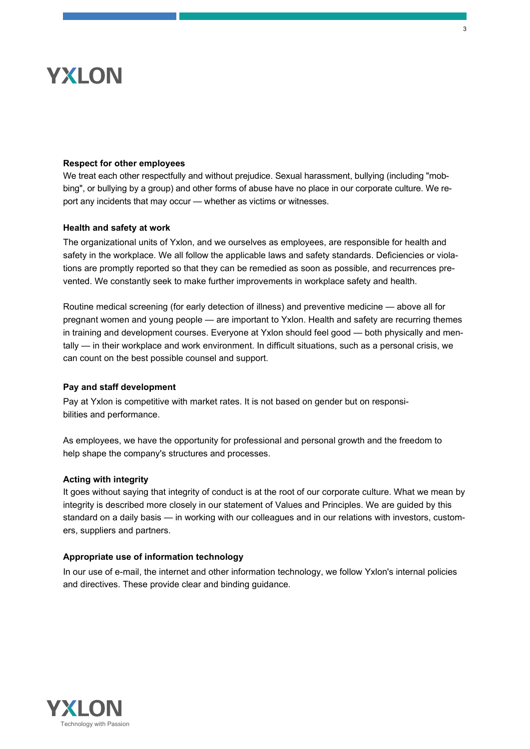**Respect for other employees**

We treat each other respectfully and without prejudice. Sexual harassment, bullying (including "mobbing", or bullying by a group) and other forms of abuse have no place in our corporate culture. We report any incidents that may occur — whether as victims or witnesses.

**Health and safety at work**

The organizational units of Yxlon, and we ourselves as employees, are responsible for health and safety in the workplace. We all follow the applicable laws and safety standards. Deficiencies or violations are promptly reported so that they can be remedied as soon as possible, and recurrences prevented. We constantly seek to make further improvements in workplace safety and health.

Routine medical screening (for early detection of illness) and preventive medicine — above all for pregnant women and young people — are important to Yxlon. Health and safety are recurring themes in training and development courses. Everyone at Yxlon should feel good — both physically and mentally — in their workplace and work environment. In difficult situations, such as a personal crisis, we can count on the best possible counsel and support.

**Pay and staff development**

Pay at Yxlon is competitive with market rates. It is not based on gender but on responsibilities and performance.

As employees, we have the opportunity for professional and personal growth and the freedom to help shape the company's structures and processes.

**Acting with integrity**

It goes without saying that integrity of conduct is at the root of our corporate culture. What we mean by integrity is described more closely in our statement of Values and Principles. We are guided by this standard on a daily basis — in working with our colleagues and in our relations with investors, customers, suppliers and partners.

**Appropriate use of information technology**

In our use of e-mail, the internet and other information technology, we follow Yxlon's internal policies and directives. These provide clear and binding guidance.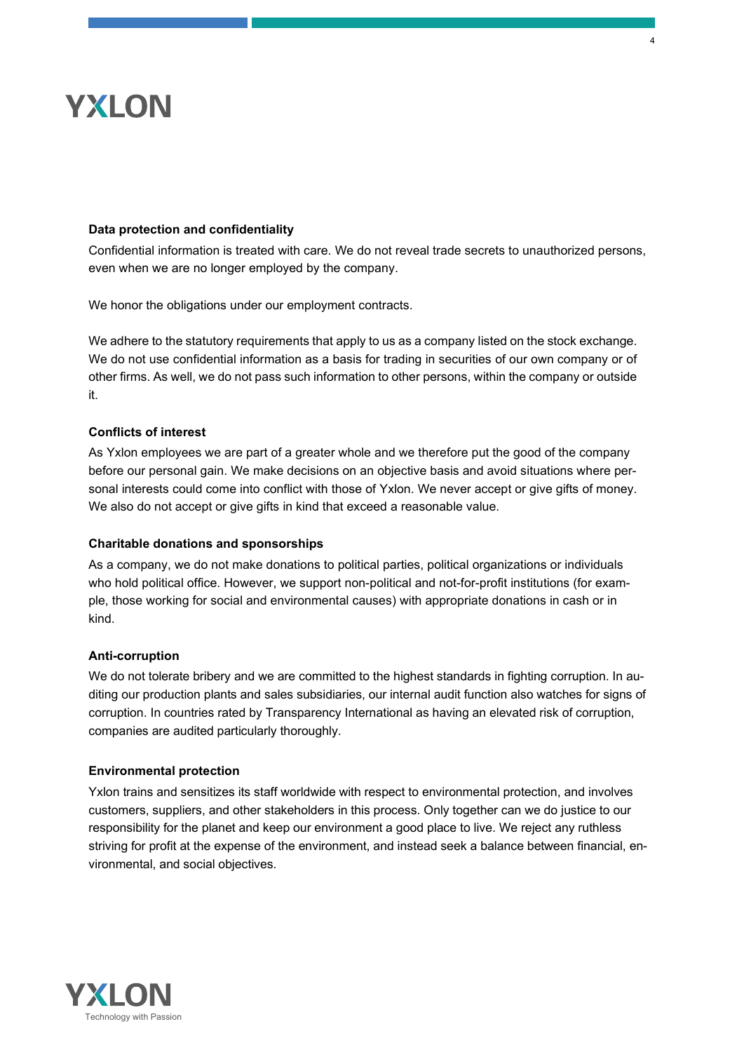### Data protection and confidentiality

Confidential information is treated with care. We do not reveal trade secrets to unauthorized persons, even when we are no longer employed by the company.

We honor the obligations under our employment contracts.

We adhere to the statutory requirements that apply to us as a company listed on the stock exchange. We do not use confidential information as a basis for trading in securities of our own company or of other firms. As well, we do not pass such information to other persons, within the company or outside it.

### Conflicts of interest

As Yxlon employees we are part of a greater whole and we therefore put the good of the company before our personal gain. We make decisions on an objective basis and avoid situations where personal interests could come into conflict with those of Yxlon. We never accept or give gifts of money. We also do not accept or give gifts in kind that exceed a reasonable value.

### Charitable donations and sponsorships

As a company, we do not make donations to political parties, political organizations or individuals who hold political office. However, we support non-political and not-for-profit institutions (for example, those working for social and environmental causes) with appropriate donations in cash or in kind.

### Anti-corruption

We do not tolerate bribery and we are committed to the highest standards in fighting corruption. In auditing our production plants and sales subsidiaries, our internal audit function also watches for signs of corruption. In countries rated by Transparency International as having an elevated risk of corruption, companies are audited particularly thoroughly.

### Environmental protection

Yxlon trains and sensitizes its staff worldwide with respect to environmental protection, and involves customers, suppliers, and other stakeholders in this process. Only together can we do justice to our responsibility for the planet and keep our environment a good place to live. We reject any ruthless striving for profit at the expense of the environment, and instead seek a balance between financial, environmental, and social objectives.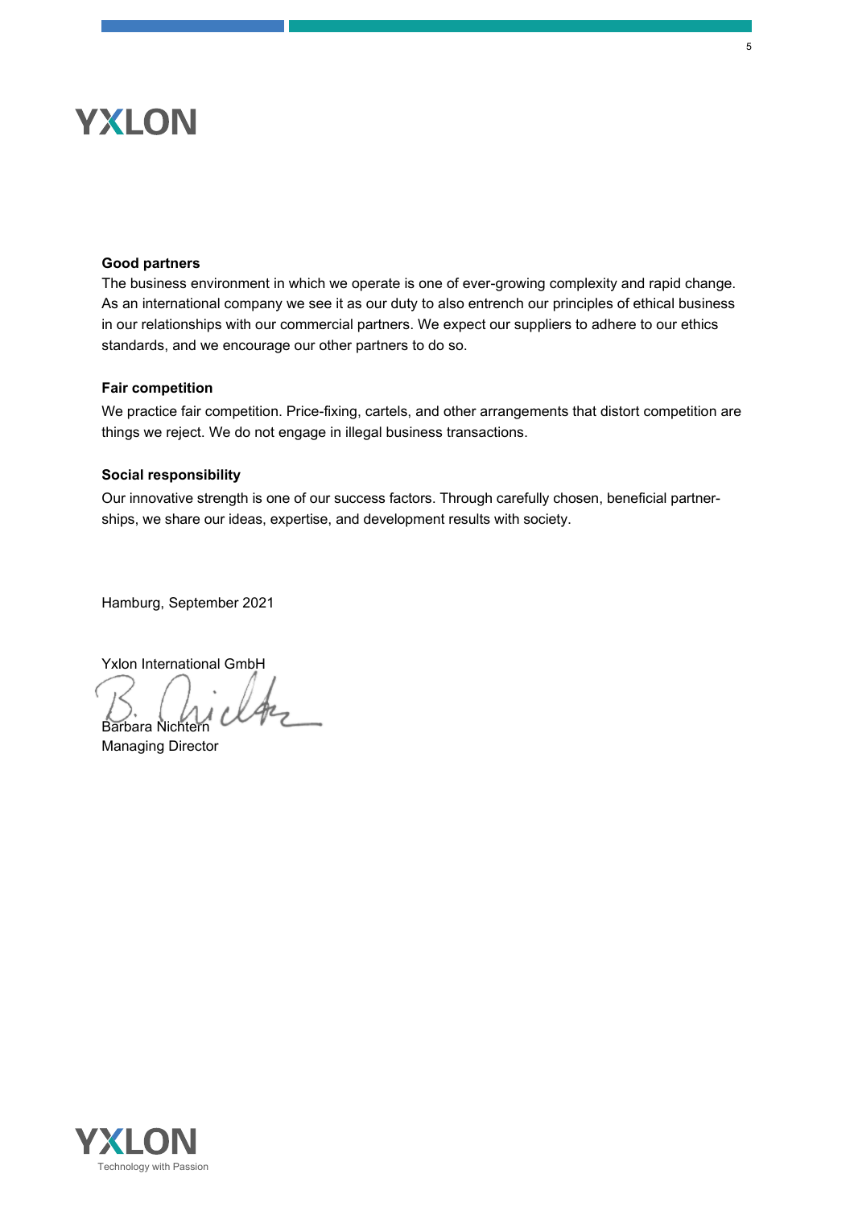**Good partners**

The business environment in which we operate is one of ever-growing complexity and rapid change. As an international company we see it as our duty to also entrench our principles of ethical business in our relationships with our commercial partners. We expect our suppliers to adhere to our ethics standards, and we encourage our other partners to do so.

**Fair competition**

We practice fair competition. Price-fixing, cartels, and other arrangements that distort competition are things we reject. We do not engage in illegal business transactions.

**Social responsibility**

Our innovative strength is one of our success factors. Through carefully chosen, beneficial partnerships, we share our ideas, expertise, and development results with society.

Hamburg, September 2021

Yxlon International GmbH

Barbara Nichtern
Managing Director